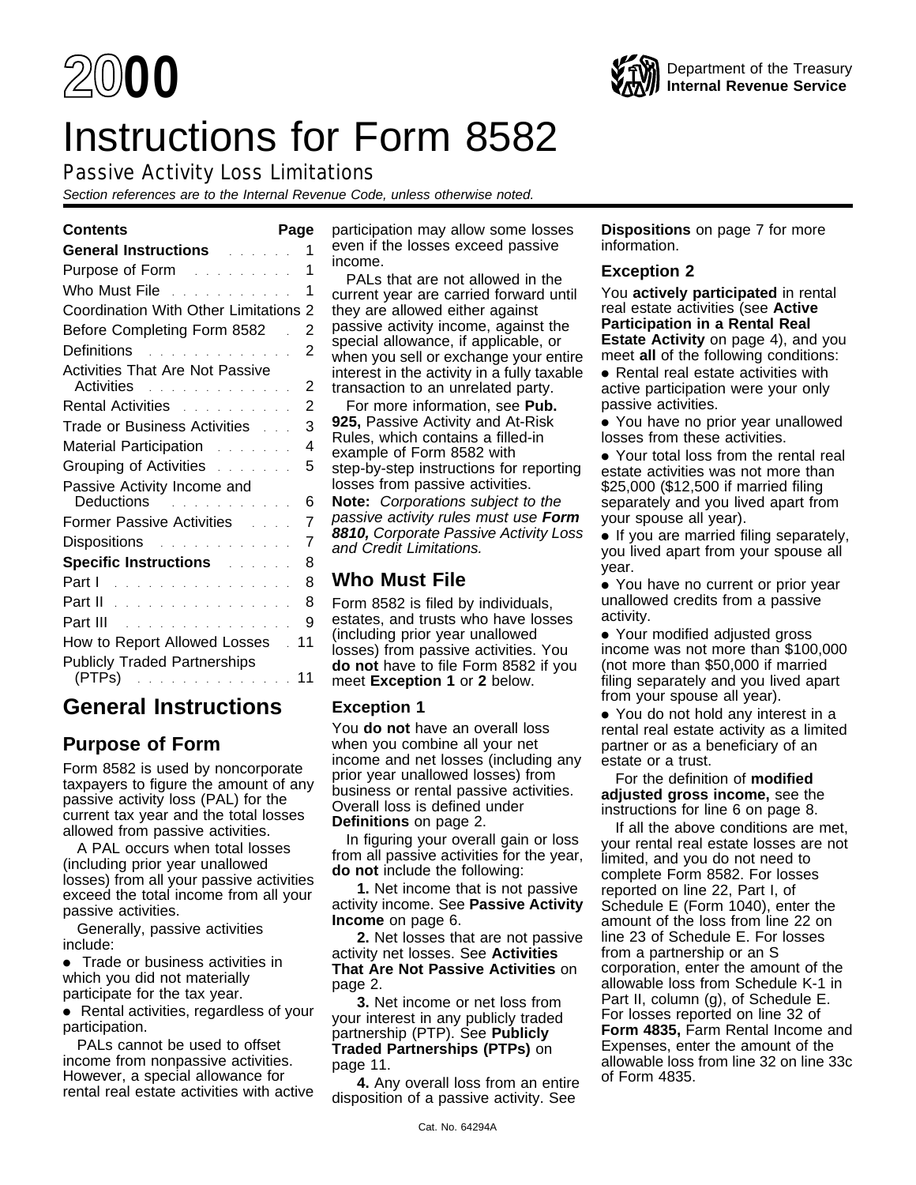# 2000

Department of the Treasury
**Internal Revenue Service**

# Instructions for Form 8582

## Passive Activity Loss Limitations

*Section references are to the Internal Revenue Code, unless otherwise noted.*

| Contents | Page |
|---|---|
| **General Instructions** | 1 |
| Purpose of Form | 1 |
| Who Must File | 1 |
| Coordination With Other Limitations | 2 |
| Before Completing Form 8582 | 2 |
| Definitions | 2 |
| Activities That Are Not Passive Activities | 2 |
| Rental Activities | 2 |
| Trade or Business Activities | 3 |
| Material Participation | 4 |
| Grouping of Activities | 5 |
| Passive Activity Income and Deductions | 6 |
| Former Passive Activities | 7 |
| Dispositions | 7 |
| **Specific Instructions** | 8 |
| Part I | 8 |
| Part II | 8 |
| Part III | 9 |
| How to Report Allowed Losses | 11 |
| Publicly Traded Partnerships (PTPs) | 11 |

# General Instructions

## Purpose of Form

Form 8582 is used by noncorporate taxpayers to figure the amount of any passive activity loss (PAL) for the current tax year and the total losses allowed from passive activities.

A PAL occurs when total losses (including prior year unallowed losses) from all your passive activities exceed the total income from all your passive activities.

Generally, passive activities include:

- Trade or business activities in which you did not materially participate for the tax year.
- Rental activities, regardless of your participation.

PALs cannot be used to offset income from nonpassive activities. However, a special allowance for rental real estate activities with active participation may allow some losses even if the losses exceed passive income.

PALs that are not allowed in the current year are carried forward until they are allowed either against passive activity income, against the special allowance, if applicable, or when you sell or exchange your entire interest in the activity in a fully taxable transaction to an unrelated party.

For more information, see **Pub. 925,** Passive Activity and At-Risk Rules, which contains a filled-in example of Form 8582 with step-by-step instructions for reporting losses from passive activities.

**Note:** *Corporations subject to the passive activity rules must use* ***Form 8810,*** *Corporate Passive Activity Loss and Credit Limitations.*

## Who Must File

Form 8582 is filed by individuals, estates, and trusts who have losses (including prior year unallowed losses) from passive activities. You **do not** have to file Form 8582 if you meet **Exception 1** or **2** below.

### Exception 1

You **do not** have an overall loss when you combine all your net income and net losses (including any prior year unallowed losses) from business or rental passive activities. Overall loss is defined under **Definitions** on page 2.

In figuring your overall gain or loss from all passive activities for the year, **do not** include the following:

**1.** Net income that is not passive activity income. See **Passive Activity Income** on page 6.

**2.** Net losses that are not passive activity net losses. See **Activities That Are Not Passive Activities** on page 2.

**3.** Net income or net loss from your interest in any publicly traded partnership (PTP). See **Publicly Traded Partnerships (PTPs)** on page 11.

**4.** Any overall loss from an entire disposition of a passive activity. See **Dispositions** on page 7 for more information.

### Exception 2

You **actively participated** in rental real estate activities (see **Active Participation in a Rental Real Estate Activity** on page 4), and you meet **all** of the following conditions:

- Rental real estate activities with active participation were your only passive activities.
- You have no prior year unallowed losses from these activities.
- Your total loss from the rental real estate activities was not more than $25,000 ($12,500 if married filing separately and you lived apart from your spouse all year).
- If you are married filing separately, you lived apart from your spouse all year.
- You have no current or prior year unallowed credits from a passive activity.
- Your modified adjusted gross income was not more than $100,000 (not more than $50,000 if married filing separately and you lived apart from your spouse all year).
- You do not hold any interest in a rental real estate activity as a limited partner or as a beneficiary of an estate or a trust.

For the definition of **modified adjusted gross income,** see the instructions for line 6 on page 8.

If all the above conditions are met, your rental real estate losses are not limited, and you do not need to complete Form 8582. For losses reported on line 22, Part I, of Schedule E (Form 1040), enter the amount of the loss from line 22 on line 23 of Schedule E. For losses from a partnership or an S corporation, enter the amount of the allowable loss from Schedule K-1 in Part II, column (g), of Schedule E. For losses reported on line 32 of **Form 4835,** Farm Rental Income and Expenses, enter the amount of the allowable loss from line 32 on line 33c of Form 4835.

Cat. No. 64294A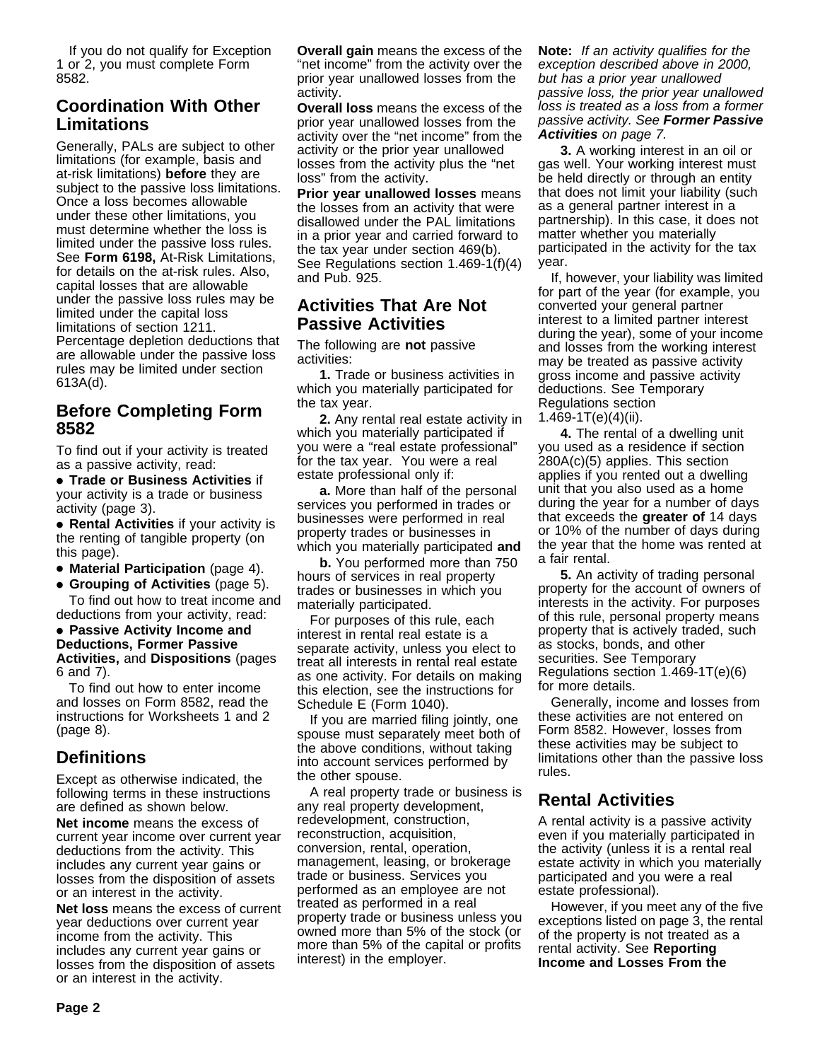If you do not qualify for Exception 1 or 2, you must complete Form 8582.

## Coordination With Other Limitations

Generally, PALs are subject to other limitations (for example, basis and at-risk limitations) **before** they are subject to the passive loss limitations. Once a loss becomes allowable under these other limitations, you must determine whether the loss is limited under the passive loss rules. See **Form 6198,** At-Risk Limitations, for details on the at-risk rules. Also, capital losses that are allowable under the passive loss rules may be limited under the capital loss limitations of section 1211. Percentage depletion deductions that are allowable under the passive loss rules may be limited under section 613A(d).

## Before Completing Form 8582

To find out if your activity is treated as a passive activity, read:

- **Trade or Business Activities** if your activity is a trade or business activity (page 3).
- **Rental Activities** if your activity is the renting of tangible property (on this page).
- **Material Participation** (page 4).
- **Grouping of Activities** (page 5).

To find out how to treat income and deductions from your activity, read:

- **Passive Activity Income and Deductions, Former Passive Activities,** and **Dispositions** (pages 6 and 7).

To find out how to enter income and losses on Form 8582, read the instructions for Worksheets 1 and 2 (page 8).

## Definitions

Except as otherwise indicated, the following terms in these instructions are defined as shown below.

**Net income** means the excess of current year income over current year deductions from the activity. This includes any current year gains or losses from the disposition of assets or an interest in the activity.

**Net loss** means the excess of current year deductions over current year income from the activity. This includes any current year gains or losses from the disposition of assets or an interest in the activity.

**Overall gain** means the excess of the "net income" from the activity over the prior year unallowed losses from the activity.

**Overall loss** means the excess of the prior year unallowed losses from the activity over the "net income" from the activity or the prior year unallowed losses from the activity plus the "net loss" from the activity.

**Prior year unallowed losses** means the losses from an activity that were disallowed under the PAL limitations in a prior year and carried forward to the tax year under section 469(b). See Regulations section 1.469-1(f)(4) and Pub. 925.

## Activities That Are Not Passive Activities

The following are **not** passive activities:

**1.** Trade or business activities in which you materially participated for the tax year.

**2.** Any rental real estate activity in which you materially participated if you were a "real estate professional" for the tax year. You were a real estate professional only if:

**a.** More than half of the personal services you performed in trades or businesses were performed in real property trades or businesses in which you materially participated **and**

**b.** You performed more than 750 hours of services in real property trades or businesses in which you materially participated.

For purposes of this rule, each interest in rental real estate is a separate activity, unless you elect to treat all interests in rental real estate as one activity. For details on making this election, see the instructions for Schedule E (Form 1040).

If you are married filing jointly, one spouse must separately meet both of the above conditions, without taking into account services performed by the other spouse.

A real property trade or business is any real property development, redevelopment, construction, reconstruction, acquisition, conversion, rental, operation, management, leasing, or brokerage trade or business. Services you performed as an employee are not treated as performed in a real property trade or business unless you owned more than 5% of the stock (or more than 5% of the capital or profits interest) in the employer.

**Note:** *If an activity qualifies for the exception described above in 2000, but has a prior year unallowed passive loss, the prior year unallowed loss is treated as a loss from a former passive activity. See **Former Passive Activities** on page 7.*

**3.** A working interest in an oil or gas well. Your working interest must be held directly or through an entity that does not limit your liability (such as a general partner interest in a partnership). In this case, it does not matter whether you materially participated in the activity for the tax year.

If, however, your liability was limited for part of the year (for example, you converted your general partner interest to a limited partner interest during the year), some of your income and losses from the working interest may be treated as passive activity gross income and passive activity deductions. See Temporary Regulations section 1.469-1T(e)(4)(ii).

**4.** The rental of a dwelling unit you used as a residence if section 280A(c)(5) applies. This section applies if you rented out a dwelling unit that you also used as a home during the year for a number of days that exceeds the **greater of** 14 days or 10% of the number of days during the year that the home was rented at a fair rental.

**5.** An activity of trading personal property for the account of owners of interests in the activity. For purposes of this rule, personal property means property that is actively traded, such as stocks, bonds, and other securities. See Temporary Regulations section 1.469-1T(e)(6) for more details.

Generally, income and losses from these activities are not entered on Form 8582. However, losses from these activities may be subject to limitations other than the passive loss rules.

## Rental Activities

A rental activity is a passive activity even if you materially participated in the activity (unless it is a rental real estate activity in which you materially participated and you were a real estate professional).

However, if you meet any of the five exceptions listed on page 3, the rental of the property is not treated as a rental activity. See **Reporting Income and Losses From the**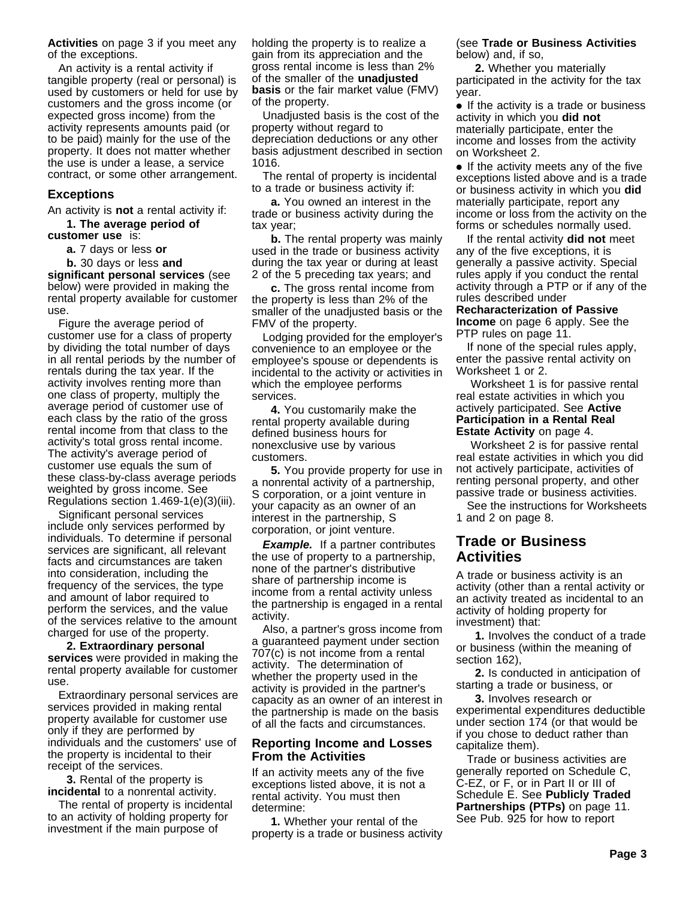**Activities** on page 3 if you meet any of the exceptions.

An activity is a rental activity if tangible property (real or personal) is used by customers or held for use by customers and the gross income (or expected gross income) from the activity represents amounts paid (or to be paid) mainly for the use of the property. It does not matter whether the use is under a lease, a service contract, or some other arrangement.

### Exceptions

An activity is **not** a rental activity if:

**1. The average period of customer use** is:

**a.** 7 days or less **or**

**b.** 30 days or less **and significant personal services** (see below) were provided in making the rental property available for customer use.

Figure the average period of customer use for a class of property by dividing the total number of days in all rental periods by the number of rentals during the tax year. If the activity involves renting more than one class of property, multiply the average period of customer use of each class by the ratio of the gross rental income from that class to the activity's total gross rental income. The activity's average period of customer use equals the sum of these class-by-class average periods weighted by gross income. See Regulations section 1.469-1(e)(3)(iii).

Significant personal services include only services performed by individuals. To determine if personal services are significant, all relevant facts and circumstances are taken into consideration, including the frequency of the services, the type and amount of labor required to perform the services, and the value of the services relative to the amount charged for use of the property.

**2. Extraordinary personal services** were provided in making the rental property available for customer use.

Extraordinary personal services are services provided in making rental property available for customer use only if they are performed by individuals and the customers' use of the property is incidental to their receipt of the services.

**3.** Rental of the property is **incidental** to a nonrental activity.

The rental of property is incidental to an activity of holding property for investment if the main purpose of holding the property is to realize a gain from its appreciation and the gross rental income is less than 2% of the smaller of the **unadjusted basis** or the fair market value (FMV) of the property.

Unadjusted basis is the cost of the property without regard to depreciation deductions or any other basis adjustment described in section 1016.

The rental of property is incidental to a trade or business activity if:

**a.** You owned an interest in the trade or business activity during the tax year;

**b.** The rental property was mainly used in the trade or business activity during the tax year or during at least 2 of the 5 preceding tax years; and

**c.** The gross rental income from the property is less than 2% of the smaller of the unadjusted basis or the FMV of the property.

Lodging provided for the employer's convenience to an employee or the employee's spouse or dependents is incidental to the activity or activities in which the employee performs services.

**4.** You customarily make the rental property available during defined business hours for nonexclusive use by various customers.

**5.** You provide property for use in a nonrental activity of a partnership, S corporation, or a joint venture in your capacity as an owner of an interest in the partnership, S corporation, or joint venture.

***Example.*** If a partner contributes the use of property to a partnership, none of the partner's distributive share of partnership income is income from a rental activity unless the partnership is engaged in a rental activity.

Also, a partner's gross income from a guaranteed payment under section 707(c) is not income from a rental activity. The determination of whether the property used in the activity is provided in the partner's capacity as an owner of an interest in the partnership is made on the basis of all the facts and circumstances.

### Reporting Income and Losses From the Activities

If an activity meets any of the five exceptions listed above, it is not a rental activity. You must then determine:

**1.** Whether your rental of the property is a trade or business activity (see **Trade or Business Activities** below) and, if so,

**2.** Whether you materially participated in the activity for the tax year.

- If the activity is a trade or business activity in which you **did not** materially participate, enter the income and losses from the activity on Worksheet 2.
- If the activity meets any of the five exceptions listed above and is a trade or business activity in which you **did** materially participate, report any income or loss from the activity on the forms or schedules normally used.

If the rental activity **did not** meet any of the five exceptions, it is generally a passive activity. Special rules apply if you conduct the rental activity through a PTP or if any of the rules described under **Recharacterization of Passive Income** on page 6 apply. See the PTP rules on page 11.

If none of the special rules apply, enter the passive rental activity on Worksheet 1 or 2.

Worksheet 1 is for passive rental real estate activities in which you actively participated. See **Active Participation in a Rental Real Estate Activity** on page 4.

Worksheet 2 is for passive rental real estate activities in which you did not actively participate, activities of renting personal property, and other passive trade or business activities.

See the instructions for Worksheets 1 and 2 on page 8.

## Trade or Business Activities

A trade or business activity is an activity (other than a rental activity or an activity treated as incidental to an activity of holding property for investment) that:

**1.** Involves the conduct of a trade or business (within the meaning of section 162),

**2.** Is conducted in anticipation of starting a trade or business, or

**3.** Involves research or experimental expenditures deductible under section 174 (or that would be if you chose to deduct rather than capitalize them).

Trade or business activities are generally reported on Schedule C, C-EZ, or F, or in Part II or III of Schedule E. See **Publicly Traded Partnerships (PTPs)** on page 11. See Pub. 925 for how to report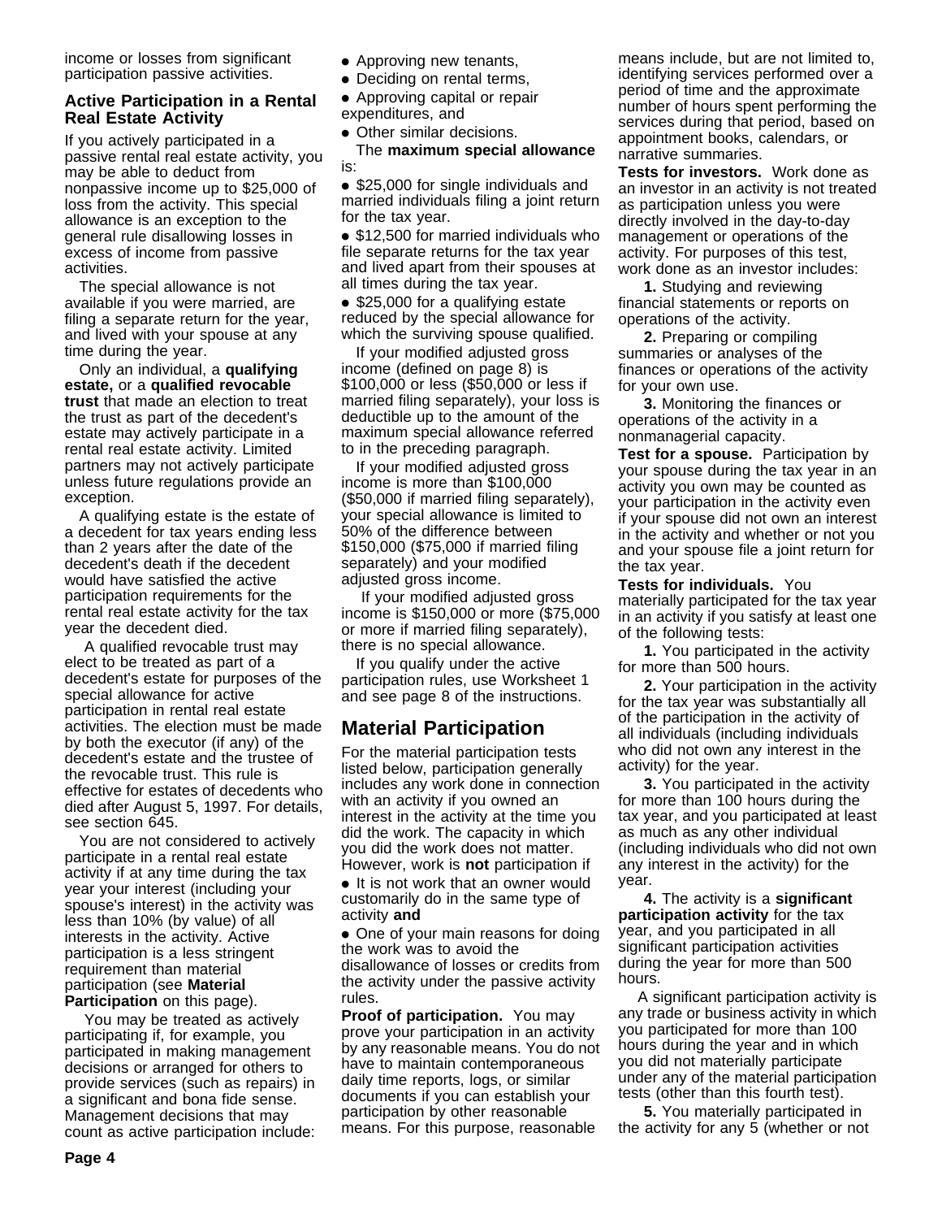income or losses from significant participation passive activities.

### Active Participation in a Rental Real Estate Activity

If you actively participated in a passive rental real estate activity, you may be able to deduct from nonpassive income up to $25,000 of loss from the activity. This special allowance is an exception to the general rule disallowing losses in excess of income from passive activities.

The special allowance is not available if you were married, are filing a separate return for the year, and lived with your spouse at any time during the year.

Only an individual, a **qualifying estate,** or a **qualified revocable trust** that made an election to treat the trust as part of the decedent's estate may actively participate in a rental real estate activity. Limited partners may not actively participate unless future regulations provide an exception.

A qualifying estate is the estate of a decedent for tax years ending less than 2 years after the date of the decedent's death if the decedent would have satisfied the active participation requirements for the rental real estate activity for the tax year the decedent died.

A qualified revocable trust may elect to be treated as part of a decedent's estate for purposes of the special allowance for active participation in rental real estate activities. The election must be made by both the executor (if any) of the decedent's estate and the trustee of the revocable trust. This rule is effective for estates of decedents who died after August 5, 1997. For details, see section 645.

You are not considered to actively participate in a rental real estate activity if at any time during the tax year your interest (including your spouse's interest) in the activity was less than 10% (by value) of all interests in the activity. Active participation is a less stringent requirement than material participation (see **Material Participation** on this page).

You may be treated as actively participating if, for example, you participated in making management decisions or arranged for others to provide services (such as repairs) in a significant and bona fide sense. Management decisions that may count as active participation include:

- Approving new tenants,
- Deciding on rental terms,
- Approving capital or repair expenditures, and
- Other similar decisions.

The **maximum special allowance** is:

- $25,000 for single individuals and married individuals filing a joint return for the tax year.
- $12,500 for married individuals who file separate returns for the tax year and lived apart from their spouses at all times during the tax year.
- $25,000 for a qualifying estate reduced by the special allowance for which the surviving spouse qualified.

If your modified adjusted gross income (defined on page 8) is $100,000 or less ($50,000 or less if married filing separately), your loss is deductible up to the amount of the maximum special allowance referred to in the preceding paragraph.

If your modified adjusted gross income is more than $100,000 ($50,000 if married filing separately), your special allowance is limited to 50% of the difference between $150,000 ($75,000 if married filing separately) and your modified adjusted gross income.

If your modified adjusted gross income is $150,000 or more ($75,000 or more if married filing separately), there is no special allowance.

If you qualify under the active participation rules, use Worksheet 1 and see page 8 of the instructions.

## Material Participation

For the material participation tests listed below, participation generally includes any work done in connection with an activity if you owned an interest in the activity at the time you did the work. The capacity in which you did the work does not matter. However, work is **not** participation if

- It is not work that an owner would customarily do in the same type of activity **and**
- One of your main reasons for doing the work was to avoid the disallowance of losses or credits from the activity under the passive activity rules.

**Proof of participation.** You may prove your participation in an activity by any reasonable means. You do not have to maintain contemporaneous daily time reports, logs, or similar documents if you can establish your participation by other reasonable means. For this purpose, reasonable means include, but are not limited to, identifying services performed over a period of time and the approximate number of hours spent performing the services during that period, based on appointment books, calendars, or narrative summaries.

**Tests for investors.** Work done as an investor in an activity is not treated as participation unless you were directly involved in the day-to-day management or operations of the activity. For purposes of this test, work done as an investor includes:

**1.** Studying and reviewing financial statements or reports on operations of the activity.

**2.** Preparing or compiling summaries or analyses of the finances or operations of the activity for your own use.

**3.** Monitoring the finances or operations of the activity in a nonmanagerial capacity.

**Test for a spouse.** Participation by your spouse during the tax year in an activity you own may be counted as your participation in the activity even if your spouse did not own an interest in the activity and whether or not you and your spouse file a joint return for the tax year.

**Tests for individuals.** You materially participated for the tax year in an activity if you satisfy at least one of the following tests:

**1.** You participated in the activity for more than 500 hours.

**2.** Your participation in the activity for the tax year was substantially all of the participation in the activity of all individuals (including individuals who did not own any interest in the activity) for the year.

**3.** You participated in the activity for more than 100 hours during the tax year, and you participated at least as much as any other individual (including individuals who did not own any interest in the activity) for the year.

**4.** The activity is a **significant participation activity** for the tax year, and you participated in all significant participation activities during the year for more than 500 hours.

A significant participation activity is any trade or business activity in which you participated for more than 100 hours during the year and in which you did not materially participate under any of the material participation tests (other than this fourth test).

**5.** You materially participated in the activity for any 5 (whether or not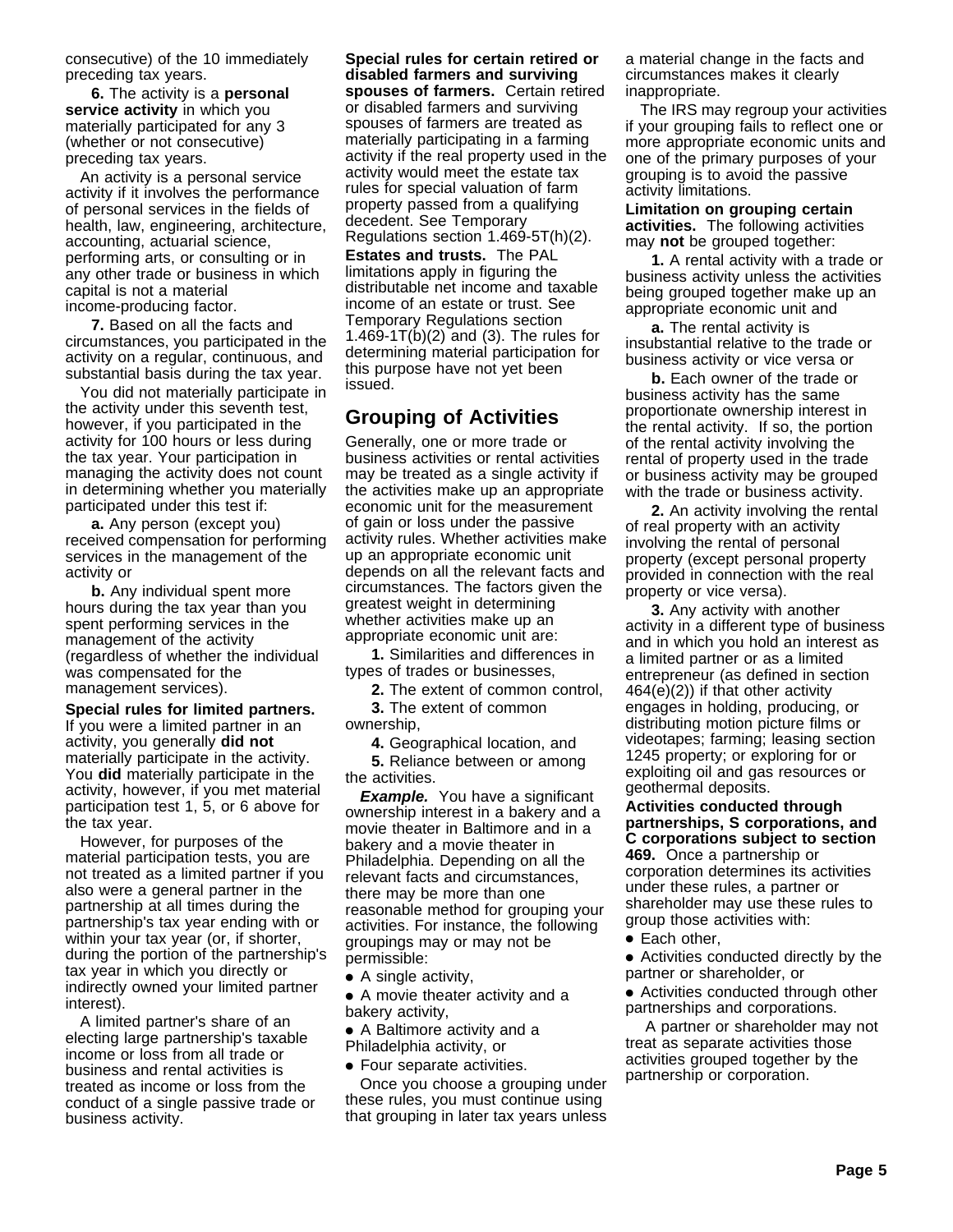consecutive) of the 10 immediately preceding tax years.

**6.** The activity is a **personal service activity** in which you materially participated for any 3 (whether or not consecutive) preceding tax years.

An activity is a personal service activity if it involves the performance of personal services in the fields of health, law, engineering, architecture, accounting, actuarial science, performing arts, or consulting or in any other trade or business in which capital is not a material income-producing factor.

**7.** Based on all the facts and circumstances, you participated in the activity on a regular, continuous, and substantial basis during the tax year.

You did not materially participate in the activity under this seventh test, however, if you participated in the activity for 100 hours or less during the tax year. Your participation in managing the activity does not count in determining whether you materially participated under this test if:

**a.** Any person (except you) received compensation for performing services in the management of the activity or

**b.** Any individual spent more hours during the tax year than you spent performing services in the management of the activity (regardless of whether the individual was compensated for the management services).

**Special rules for limited partners.** If you were a limited partner in an activity, you generally **did not** materially participate in the activity. You **did** materially participate in the activity, however, if you met material participation test 1, 5, or 6 above for the tax year.

However, for purposes of the material participation tests, you are not treated as a limited partner if you also were a general partner in the partnership at all times during the partnership's tax year ending with or within your tax year (or, if shorter, during the portion of the partnership's tax year in which you directly or indirectly owned your limited partner interest).

A limited partner's share of an electing large partnership's taxable income or loss from all trade or business and rental activities is treated as income or loss from the conduct of a single passive trade or business activity.

**Special rules for certain retired or disabled farmers and surviving spouses of farmers.** Certain retired or disabled farmers and surviving spouses of farmers are treated as materially participating in a farming activity if the real property used in the activity would meet the estate tax rules for special valuation of farm property passed from a qualifying decedent. See Temporary Regulations section 1.469-5T(h)(2).

**Estates and trusts.** The PAL limitations apply in figuring the distributable net income and taxable income of an estate or trust. See Temporary Regulations section 1.469-1T(b)(2) and (3). The rules for determining material participation for this purpose have not yet been issued.

## Grouping of Activities

Generally, one or more trade or business activities or rental activities may be treated as a single activity if the activities make up an appropriate economic unit for the measurement of gain or loss under the passive activity rules. Whether activities make up an appropriate economic unit depends on all the relevant facts and circumstances. The factors given the greatest weight in determining whether activities make up an appropriate economic unit are:

**1.** Similarities and differences in types of trades or businesses,

**2.** The extent of common control,

**3.** The extent of common ownership,

**4.** Geographical location, and

**5.** Reliance between or among the activities.

***Example.*** You have a significant ownership interest in a bakery and a movie theater in Baltimore and in a bakery and a movie theater in Philadelphia. Depending on all the relevant facts and circumstances, there may be more than one reasonable method for grouping your activities. For instance, the following groupings may or may not be permissible:

- A single activity,
- A movie theater activity and a bakery activity,
- A Baltimore activity and a Philadelphia activity, or
- Four separate activities.

Once you choose a grouping under these rules, you must continue using that grouping in later tax years unless a material change in the facts and circumstances makes it clearly inappropriate.

The IRS may regroup your activities if your grouping fails to reflect one or more appropriate economic units and one of the primary purposes of your grouping is to avoid the passive activity limitations.

**Limitation on grouping certain activities.** The following activities may **not** be grouped together:

**1.** A rental activity with a trade or business activity unless the activities being grouped together make up an appropriate economic unit and

**a.** The rental activity is insubstantial relative to the trade or business activity or vice versa or

**b.** Each owner of the trade or business activity has the same proportionate ownership interest in the rental activity. If so, the portion of the rental activity involving the rental of property used in the trade or business activity may be grouped with the trade or business activity.

**2.** An activity involving the rental of real property with an activity involving the rental of personal property (except personal property provided in connection with the real property or vice versa).

**3.** Any activity with another activity in a different type of business and in which you hold an interest as a limited partner or as a limited entrepreneur (as defined in section 464(e)(2)) if that other activity engages in holding, producing, or distributing motion picture films or videotapes; farming; leasing section 1245 property; or exploring for or exploiting oil and gas resources or geothermal deposits.

**Activities conducted through partnerships, S corporations, and C corporations subject to section 469.** Once a partnership or corporation determines its activities under these rules, a partner or shareholder may use these rules to group those activities with:

- Each other,
- Activities conducted directly by the partner or shareholder, or
- Activities conducted through other partnerships and corporations.

A partner or shareholder may not treat as separate activities those activities grouped together by the partnership or corporation.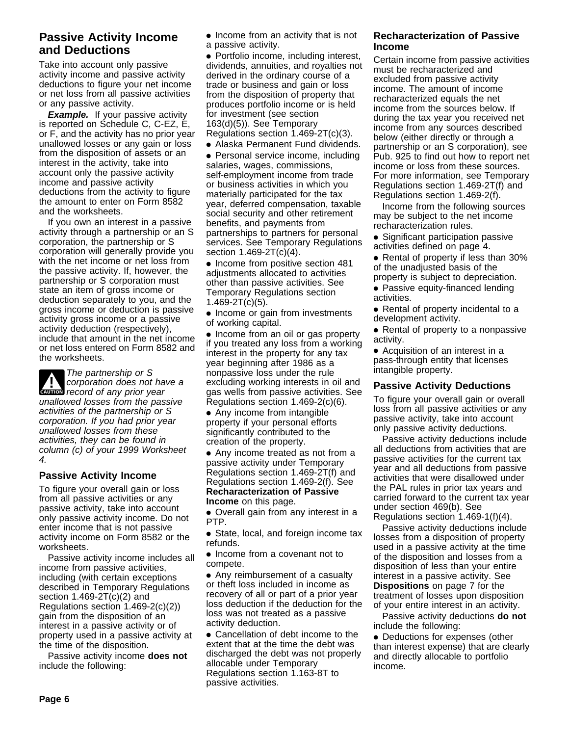## Passive Activity Income and Deductions

Take into account only passive activity income and passive activity deductions to figure your net income or net loss from all passive activities or any passive activity.

***Example.*** If your passive activity is reported on Schedule C, C-EZ, E, or F, and the activity has no prior year unallowed losses or any gain or loss from the disposition of assets or an interest in the activity, take into account only the passive activity income and passive activity deductions from the activity to figure the amount to enter on Form 8582 and the worksheets.

If you own an interest in a passive activity through a partnership or an S corporation, the partnership or S corporation will generally provide you with the net income or net loss from the passive activity. If, however, the partnership or S corporation must state an item of gross income or deduction separately to you, and the gross income or deduction is passive activity gross income or a passive activity deduction (respectively), include that amount in the net income or net loss entered on Form 8582 and the worksheets.

*CAUTION: The partnership or S corporation does not have a record of any prior year unallowed losses from the passive activities of the partnership or S corporation. If you had prior year unallowed losses from these activities, they can be found in column (c) of your 1999 Worksheet 4.*

### Passive Activity Income

To figure your overall gain or loss from all passive activities or any passive activity, take into account only passive activity income. Do not enter income that is not passive activity income on Form 8582 or the worksheets.

Passive activity income includes all income from passive activities, including (with certain exceptions described in Temporary Regulations section 1.469-2T(c)(2) and Regulations section 1.469-2(c)(2)) gain from the disposition of an interest in a passive activity or of property used in a passive activity at the time of the disposition.

Passive activity income **does not** include the following:

- Income from an activity that is not a passive activity.
- Portfolio income, including interest, dividends, annuities, and royalties not derived in the ordinary course of a trade or business and gain or loss from the disposition of property that produces portfolio income or is held for investment (see section 163(d)(5)). See Temporary Regulations section 1.469-2T(c)(3).
- Alaska Permanent Fund dividends.
- Personal service income, including salaries, wages, commissions, self-employment income from trade or business activities in which you materially participated for the tax year, deferred compensation, taxable social security and other retirement benefits, and payments from partnerships to partners for personal services. See Temporary Regulations section 1.469-2T(c)(4).
- Income from positive section 481 adjustments allocated to activities other than passive activities. See Temporary Regulations section 1.469-2T(c)(5).
- Income or gain from investments of working capital.
- Income from an oil or gas property if you treated any loss from a working interest in the property for any tax year beginning after 1986 as a nonpassive loss under the rule excluding working interests in oil and gas wells from passive activities. See Regulations section 1.469-2(c)(6).
- Any income from intangible property if your personal efforts significantly contributed to the creation of the property.
- Any income treated as not from a passive activity under Temporary Regulations section 1.469-2T(f) and Regulations section 1.469-2(f). See **Recharacterization of Passive Income** on this page.
- Overall gain from any interest in a PTP.
- State, local, and foreign income tax refunds.
- Income from a covenant not to compete.
- Any reimbursement of a casualty or theft loss included in income as recovery of all or part of a prior year loss deduction if the deduction for the loss was not treated as a passive activity deduction.
- Cancellation of debt income to the extent that at the time the debt was discharged the debt was not properly allocable under Temporary Regulations section 1.163-8T to passive activities.

### Recharacterization of Passive Income

Certain income from passive activities must be recharacterized and excluded from passive activity income. The amount of income recharacterized equals the net income from the sources below. If during the tax year you received net income from any sources described below (either directly or through a partnership or an S corporation), see Pub. 925 to find out how to report net income or loss from these sources. For more information, see Temporary Regulations section 1.469-2T(f) and Regulations section 1.469-2(f).

Income from the following sources may be subject to the net income recharacterization rules.

- Significant participation passive activities defined on page 4.
- Rental of property if less than 30% of the unadjusted basis of the property is subject to depreciation.
- Passive equity-financed lending activities.
- Rental of property incidental to a development activity.
- Rental of property to a nonpassive activity.
- Acquisition of an interest in a pass-through entity that licenses intangible property.

### Passive Activity Deductions

To figure your overall gain or overall loss from all passive activities or any passive activity, take into account only passive activity deductions.

Passive activity deductions include all deductions from activities that are passive activities for the current tax year and all deductions from passive activities that were disallowed under the PAL rules in prior tax years and carried forward to the current tax year under section 469(b). See Regulations section 1.469-1(f)(4).

Passive activity deductions include losses from a disposition of property used in a passive activity at the time of the disposition and losses from a disposition of less than your entire interest in a passive activity. See **Dispositions** on page 7 for the treatment of losses upon disposition of your entire interest in an activity.

Passive activity deductions **do not** include the following:

- Deductions for expenses (other than interest expense) that are clearly and directly allocable to portfolio income.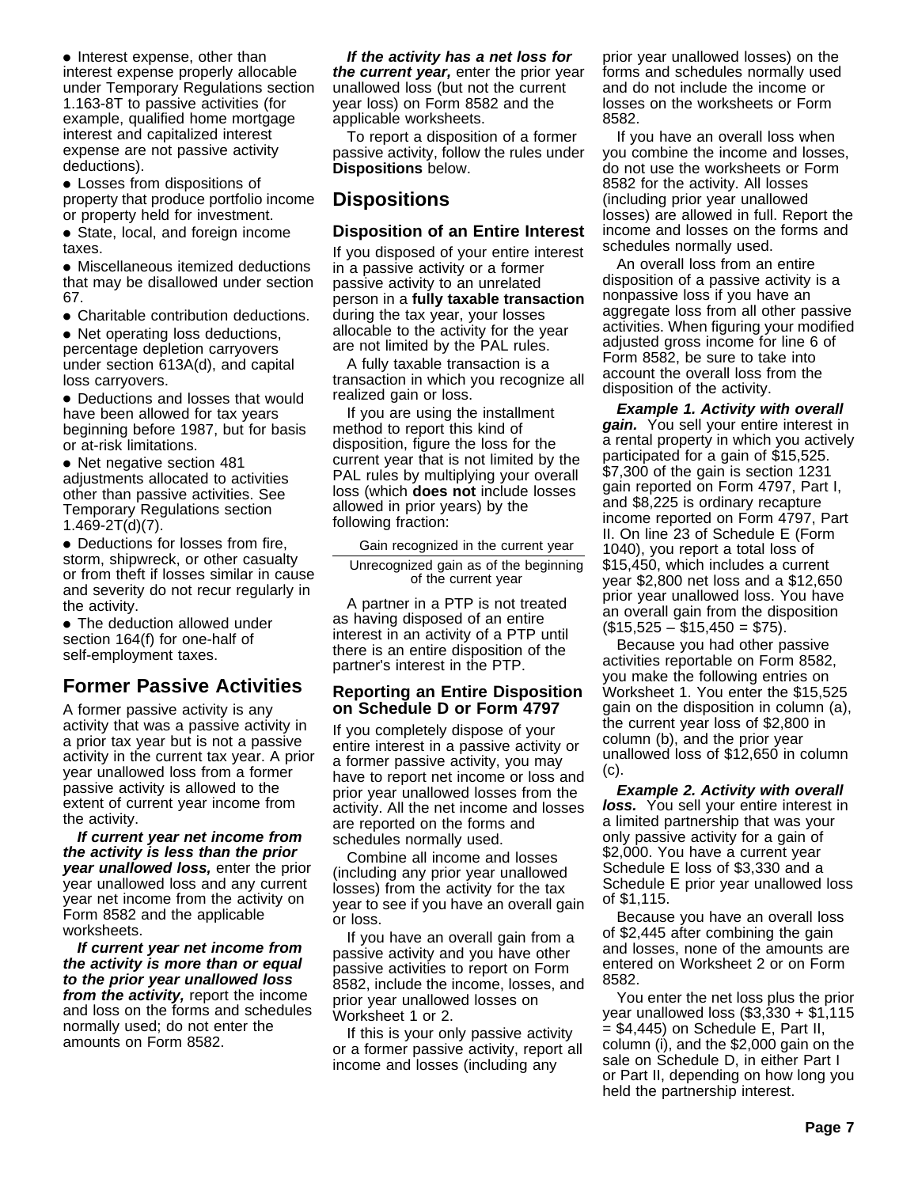- Interest expense, other than interest expense properly allocable under Temporary Regulations section 1.163-8T to passive activities (for example, qualified home mortgage interest and capitalized interest expense are not passive activity deductions).
- Losses from dispositions of property that produce portfolio income or property held for investment.
- State, local, and foreign income taxes.
- Miscellaneous itemized deductions that may be disallowed under section 67.
- Charitable contribution deductions.
- Net operating loss deductions, percentage depletion carryovers under section 613A(d), and capital loss carryovers.
- Deductions and losses that would have been allowed for tax years beginning before 1987, but for basis or at-risk limitations.
- Net negative section 481 adjustments allocated to activities other than passive activities. See Temporary Regulations section 1.469-2T(d)(7).
- Deductions for losses from fire, storm, shipwreck, or other casualty or from theft if losses similar in cause and severity do not recur regularly in the activity.
- The deduction allowed under section 164(f) for one-half of self-employment taxes.

## Former Passive Activities

A former passive activity is any activity that was a passive activity in a prior tax year but is not a passive activity in the current tax year. A prior year unallowed loss from a former passive activity is allowed to the extent of current year income from the activity.

***If current year net income from the activity is less than the prior year unallowed loss,*** enter the prior year unallowed loss and any current year net income from the activity on Form 8582 and the applicable worksheets.

***If current year net income from the activity is more than or equal to the prior year unallowed loss from the activity,*** report the income and loss on the forms and schedules normally used; do not enter the amounts on Form 8582.

***If the activity has a net loss for the current year,*** enter the prior year unallowed loss (but not the current year loss) on Form 8582 and the applicable worksheets.

To report a disposition of a former passive activity, follow the rules under **Dispositions** below.

## Dispositions

### Disposition of an Entire Interest

If you disposed of your entire interest in a passive activity or a former passive activity to an unrelated person in a **fully taxable transaction** during the tax year, your losses allocable to the activity for the year are not limited by the PAL rules.

A fully taxable transaction is a transaction in which you recognize all realized gain or loss.

If you are using the installment method to report this kind of disposition, figure the loss for the current year that is not limited by the PAL rules by multiplying your overall loss (which **does not** include losses allowed in prior years) by the following fraction:

$$\frac{\text{Gain recognized in the current year}}{\text{Unrecognized gain as of the beginning of the current year}}$$

A partner in a PTP is not treated as having disposed of an entire interest in an activity of a PTP until there is an entire disposition of the partner's interest in the PTP.

### Reporting an Entire Disposition on Schedule D or Form 4797

If you completely dispose of your entire interest in a passive activity or a former passive activity, you may have to report net income or loss and prior year unallowed losses from the activity. All the net income and losses are reported on the forms and schedules normally used.

Combine all income and losses (including any prior year unallowed losses) from the activity for the tax year to see if you have an overall gain or loss.

If you have an overall gain from a passive activity and you have other passive activities to report on Form 8582, include the income, losses, and prior year unallowed losses on Worksheet 1 or 2.

If this is your only passive activity or a former passive activity, report all income and losses (including any prior year unallowed losses) on the forms and schedules normally used and do not include the income or losses on the worksheets or Form 8582.

If you have an overall loss when you combine the income and losses, do not use the worksheets or Form 8582 for the activity. All losses (including prior year unallowed losses) are allowed in full. Report the income and losses on the forms and schedules normally used.

An overall loss from an entire disposition of a passive activity is a nonpassive loss if you have an aggregate loss from all other passive activities. When figuring your modified adjusted gross income for line 6 of Form 8582, be sure to take into account the overall loss from the disposition of the activity.

***Example 1. Activity with overall gain.*** You sell your entire interest in a rental property in which you actively participated for a gain of $15,525. $7,300 of the gain is section 1231 gain reported on Form 4797, Part I, and $8,225 is ordinary recapture income reported on Form 4797, Part II. On line 23 of Schedule E (Form 1040), you report a total loss of $15,450, which includes a current year $2,800 net loss and a $12,650 prior year unallowed loss. You have an overall gain from the disposition ($15,525 – $15,450 = $75).

Because you had other passive activities reportable on Form 8582, you make the following entries on Worksheet 1. You enter the $15,525 gain on the disposition in column (a), the current year loss of $2,800 in column (b), and the prior year unallowed loss of $12,650 in column (c).

***Example 2. Activity with overall loss.*** You sell your entire interest in a limited partnership that was your only passive activity for a gain of $2,000. You have a current year Schedule E loss of $3,330 and a Schedule E prior year unallowed loss of $1,115.

Because you have an overall loss of $2,445 after combining the gain and losses, none of the amounts are entered on Worksheet 2 or on Form 8582.

You enter the net loss plus the prior year unallowed loss ($3,330 + $1,115 = $4,445) on Schedule E, Part II, column (i), and the $2,000 gain on the sale on Schedule D, in either Part I or Part II, depending on how long you held the partnership interest.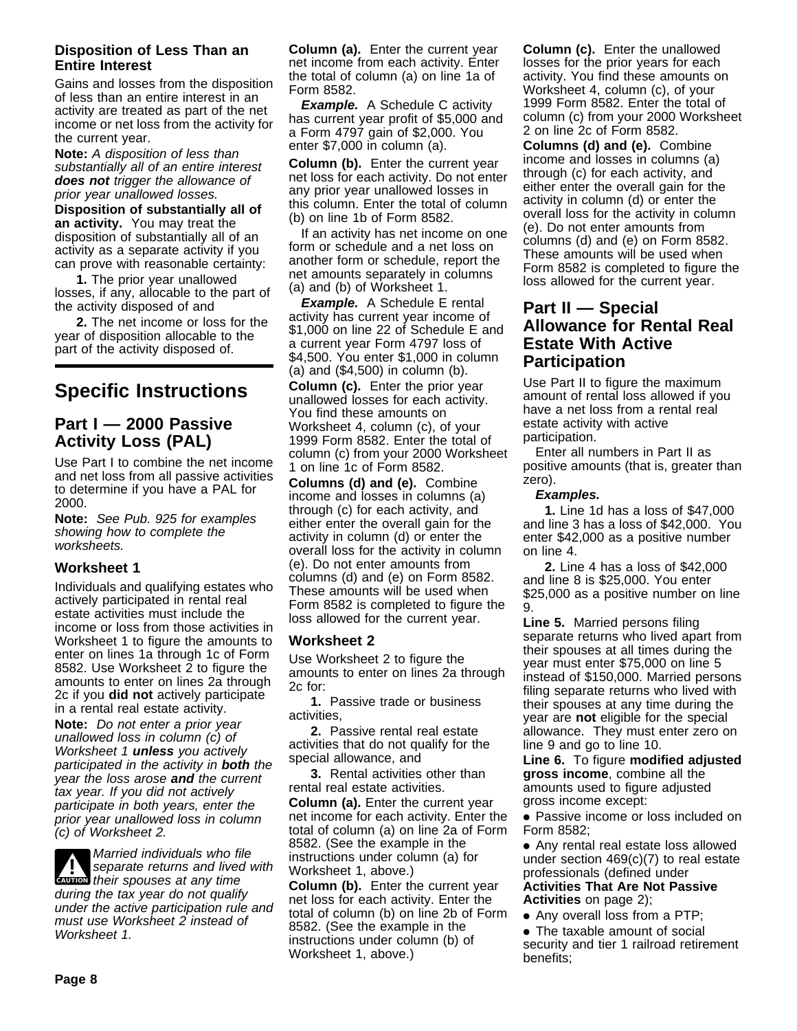### Disposition of Less Than an Entire Interest

Gains and losses from the disposition of less than an entire interest in an activity are treated as part of the net income or net loss from the activity for the current year.

**Note:** *A disposition of less than substantially all of an entire interest **does not** trigger the allowance of prior year unallowed losses.*

**Disposition of substantially all of an activity.** You may treat the disposition of substantially all of an activity as a separate activity if you can prove with reasonable certainty:

**1.** The prior year unallowed losses, if any, allocable to the part of the activity disposed of and

**2.** The net income or loss for the year of disposition allocable to the part of the activity disposed of.

# Specific Instructions

## Part I — 2000 Passive Activity Loss (PAL)

Use Part I to combine the net income and net loss from all passive activities to determine if you have a PAL for 2000.

**Note:** *See Pub. 925 for examples showing how to complete the worksheets.*

### Worksheet 1

Individuals and qualifying estates who actively participated in rental real estate activities must include the income or loss from those activities in Worksheet 1 to figure the amounts to enter on lines 1a through 1c of Form 8582. Use Worksheet 2 to figure the amounts to enter on lines 2a through 2c if you **did not** actively participate in a rental real estate activity.

**Note:** *Do not enter a prior year unallowed loss in column (c) of Worksheet 1 **unless** you actively participated in the activity in **both** the year the loss arose **and** the current tax year. If you did not actively participate in both years, enter the prior year unallowed loss in column (c) of Worksheet 2.*

**CAUTION** *Married individuals who file separate returns and lived with their spouses at any time during the tax year do not qualify under the active participation rule and must use Worksheet 2 instead of Worksheet 1.*

**Column (a).** Enter the current year net income from each activity. Enter the total of column (a) on line 1a of Form 8582.

***Example.*** A Schedule C activity has current year profit of $5,000 and a Form 4797 gain of $2,000. You enter $7,000 in column (a).

**Column (b).** Enter the current year net loss for each activity. Do not enter any prior year unallowed losses in this column. Enter the total of column (b) on line 1b of Form 8582.

If an activity has net income on one form or schedule and a net loss on another form or schedule, report the net amounts separately in columns (a) and (b) of Worksheet 1.

***Example.*** A Schedule E rental activity has current year income of $1,000 on line 22 of Schedule E and a current year Form 4797 loss of $4,500. You enter $1,000 in column (a) and ($4,500) in column (b).

**Column (c).** Enter the prior year unallowed losses for each activity. You find these amounts on Worksheet 4, column (c), of your 1999 Form 8582. Enter the total of column (c) from your 2000 Worksheet 1 on line 1c of Form 8582.

**Columns (d) and (e).** Combine income and losses in columns (a) through (c) for each activity, and either enter the overall gain for the activity in column (d) or enter the overall loss for the activity in column (e). Do not enter amounts from columns (d) and (e) on Form 8582. These amounts will be used when Form 8582 is completed to figure the loss allowed for the current year.

### Worksheet 2

Use Worksheet 2 to figure the amounts to enter on lines 2a through 2c for:

**1.** Passive trade or business activities,

**2.** Passive rental real estate activities that do not qualify for the special allowance, and

**3.** Rental activities other than rental real estate activities.

**Column (a).** Enter the current year net income for each activity. Enter the total of column (a) on line 2a of Form 8582. (See the example in the instructions under column (a) for Worksheet 1, above.)

**Column (b).** Enter the current year net loss for each activity. Enter the total of column (b) on line 2b of Form 8582. (See the example in the instructions under column (b) of Worksheet 1, above.)

**Column (c).** Enter the unallowed losses for the prior years for each activity. You find these amounts on Worksheet 4, column (c), of your 1999 Form 8582. Enter the total of column (c) from your 2000 Worksheet 2 on line 2c of Form 8582.

**Columns (d) and (e).** Combine income and losses in columns (a) through (c) for each activity, and either enter the overall gain for the activity in column (d) or enter the overall loss for the activity in column (e). Do not enter amounts from columns (d) and (e) on Form 8582. These amounts will be used when Form 8582 is completed to figure the loss allowed for the current year.

## Part II — Special Allowance for Rental Real Estate With Active Participation

Use Part II to figure the maximum amount of rental loss allowed if you have a net loss from a rental real estate activity with active participation.

Enter all numbers in Part II as positive amounts (that is, greater than zero).

***Examples.***

**1.** Line 1d has a loss of $47,000 and line 3 has a loss of $42,000. You enter $42,000 as a positive number on line 4.

**2.** Line 4 has a loss of $42,000 and line 8 is $25,000. You enter $25,000 as a positive number on line 9.

**Line 5.** Married persons filing separate returns who lived apart from their spouses at all times during the year must enter $75,000 on line 5 instead of $150,000. Married persons filing separate returns who lived with their spouses at any time during the year are **not** eligible for the special allowance. They must enter zero on line 9 and go to line 10.

**Line 6.** To figure **modified adjusted gross income**, combine all the amounts used to figure adjusted gross income except:

- Passive income or loss included on Form 8582;
- Any rental real estate loss allowed under section 469(c)(7) to real estate professionals (defined under **Activities That Are Not Passive Activities** on page 2);
- Any overall loss from a PTP;
- The taxable amount of social security and tier 1 railroad retirement benefits;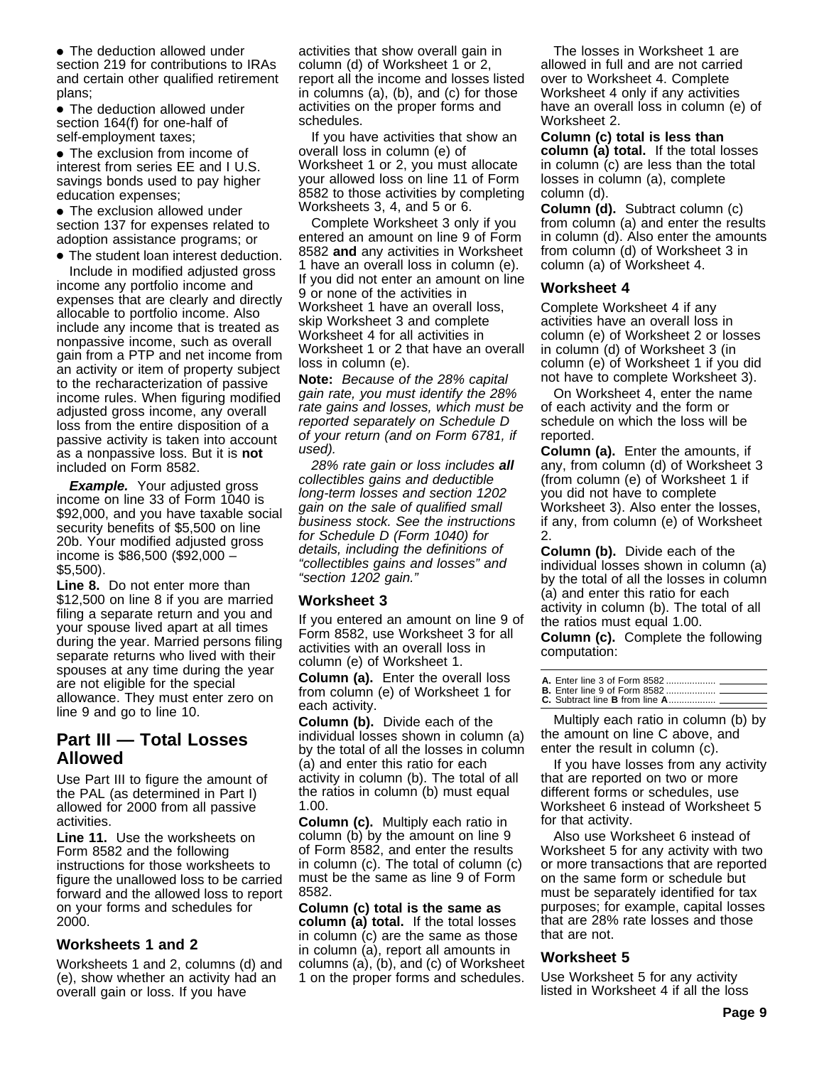- The deduction allowed under section 219 for contributions to IRAs and certain other qualified retirement plans;
- The deduction allowed under section 164(f) for one-half of self-employment taxes;
- The exclusion from income of interest from series EE and I U.S. savings bonds used to pay higher education expenses;
- The exclusion allowed under section 137 for expenses related to adoption assistance programs; or
- The student loan interest deduction.

Include in modified adjusted gross income any portfolio income and expenses that are clearly and directly allocable to portfolio income. Also include any income that is treated as nonpassive income, such as overall gain from a PTP and net income from an activity or item of property subject to the recharacterization of passive income rules. When figuring modified adjusted gross income, any overall loss from the entire disposition of a passive activity is taken into account as a nonpassive loss. But it is **not** included on Form 8582.

***Example.*** Your adjusted gross income on line 33 of Form 1040 is $92,000, and you have taxable social security benefits of $5,500 on line 20b. Your modified adjusted gross income is $86,500 ($92,000 – $5,500).

**Line 8.** Do not enter more than $12,500 on line 8 if you are married filing a separate return and you and your spouse lived apart at all times during the year. Married persons filing separate returns who lived with their spouses at any time during the year are not eligible for the special allowance. They must enter zero on line 9 and go to line 10.

## Part III — Total Losses Allowed

Use Part III to figure the amount of the PAL (as determined in Part I) allowed for 2000 from all passive activities.

**Line 11.** Use the worksheets on Form 8582 and the following instructions for those worksheets to figure the unallowed loss to be carried forward and the allowed loss to report on your forms and schedules for 2000.

### Worksheets 1 and 2

Worksheets 1 and 2, columns (d) and (e), show whether an activity had an overall gain or loss. If you have activities that show overall gain in column (d) of Worksheet 1 or 2, report all the income and losses listed in columns (a), (b), and (c) for those activities on the proper forms and schedules.

If you have activities that show an overall loss in column (e) of Worksheet 1 or 2, you must allocate your allowed loss on line 11 of Form 8582 to those activities by completing Worksheets 3, 4, and 5 or 6.

Complete Worksheet 3 only if you entered an amount on line 9 of Form 8582 **and** any activities in Worksheet 1 have an overall loss in column (e). If you did not enter an amount on line 9 or none of the activities in Worksheet 1 have an overall loss, skip Worksheet 3 and complete Worksheet 4 for all activities in Worksheet 1 or 2 that have an overall loss in column (e).

**Note:** *Because of the 28% capital gain rate, you must identify the 28% rate gains and losses, which must be reported separately on Schedule D of your return (and on Form 6781, if used).*

*28% rate gain or loss includes **all** collectibles gains and deductible long-term losses and section 1202 gain on the sale of qualified small business stock. See the instructions for Schedule D (Form 1040) for details, including the definitions of “collectibles gains and losses” and “section 1202 gain.”*

### Worksheet 3

If you entered an amount on line 9 of Form 8582, use Worksheet 3 for all activities with an overall loss in column (e) of Worksheet 1.

**Column (a).** Enter the overall loss from column (e) of Worksheet 1 for each activity.

**Column (b).** Divide each of the individual losses shown in column (a) by the total of all the losses in column (a) and enter this ratio for each activity in column (b). The total of all the ratios in column (b) must equal 1.00.

**Column (c).** Multiply each ratio in column (b) by the amount on line 9 of Form 8582, and enter the results in column (c). The total of column (c) must be the same as line 9 of Form 8582.

**Column (c) total is the same as column (a) total.** If the total losses in column (c) are the same as those in column (a), report all amounts in columns (a), (b), and (c) of Worksheet 1 on the proper forms and schedules.

The losses in Worksheet 1 are allowed in full and are not carried over to Worksheet 4. Complete Worksheet 4 only if any activities have an overall loss in column (e) of Worksheet 2.

**Column (c) total is less than column (a) total.** If the total losses in column (c) are less than the total losses in column (a), complete column (d).

**Column (d).** Subtract column (c) from column (a) and enter the results in column (d). Also enter the amounts from column (d) of Worksheet 3 in column (a) of Worksheet 4.

### Worksheet 4

Complete Worksheet 4 if any activities have an overall loss in column (e) of Worksheet 2 or losses in column (d) of Worksheet 3 (in column (e) of Worksheet 1 if you did not have to complete Worksheet 3).

On Worksheet 4, enter the name of each activity and the form or schedule on which the loss will be reported.

**Column (a).** Enter the amounts, if any, from column (d) of Worksheet 3 (from column (e) of Worksheet 1 if you did not have to complete Worksheet 3). Also enter the losses, if any, from column (e) of Worksheet 2.

**Column (b).** Divide each of the individual losses shown in column (a) by the total of all the losses in column (a) and enter this ratio for each activity in column (b). The total of all the ratios must equal 1.00.

**Column (c).** Complete the following computation:

| | |
|---|---|
| **A.** Enter line 3 of Form 8582 .................. | |
| **B.** Enter line 9 of Form 8582 .................. | |
| **C.** Subtract line **B** from line **A**.................. | |

Multiply each ratio in column (b) by the amount on line C above, and enter the result in column (c).

If you have losses from any activity that are reported on two or more different forms or schedules, use Worksheet 6 instead of Worksheet 5 for that activity.

Also use Worksheet 6 instead of Worksheet 5 for any activity with two or more transactions that are reported on the same form or schedule but must be separately identified for tax purposes; for example, capital losses that are 28% rate losses and those that are not.

### Worksheet 5

Use Worksheet 5 for any activity listed in Worksheet 4 if all the loss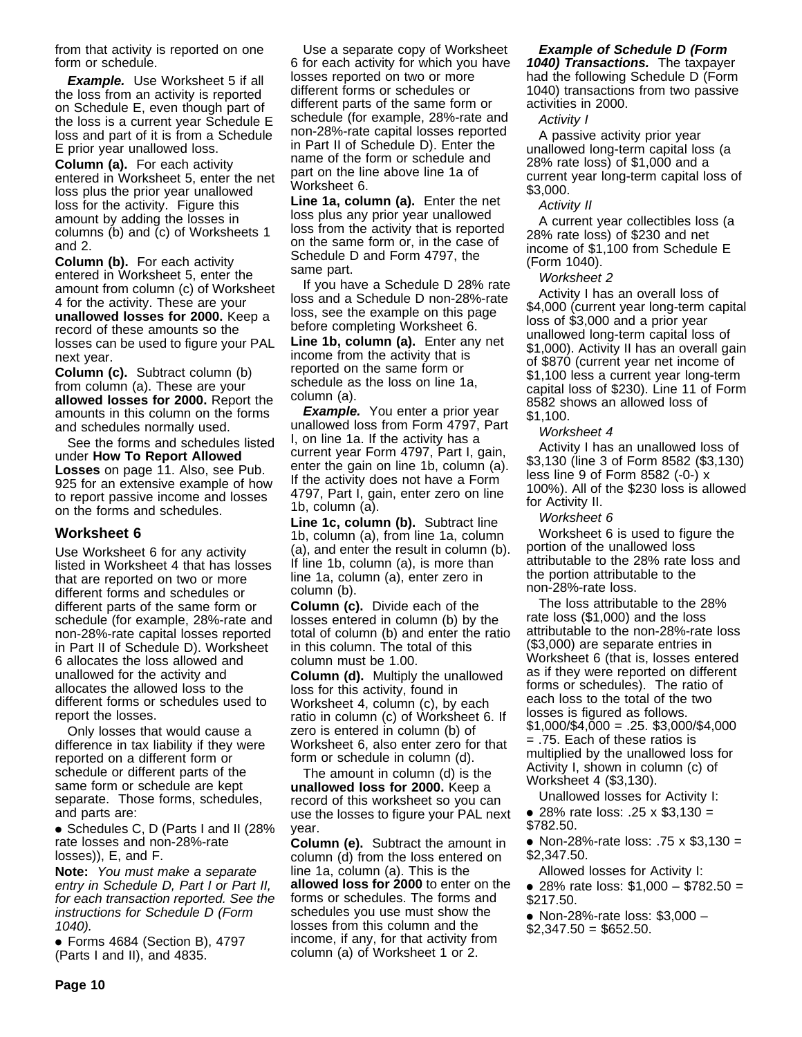from that activity is reported on one form or schedule.

***Example.*** Use Worksheet 5 if all the loss from an activity is reported on Schedule E, even though part of the loss is a current year Schedule E loss and part of it is from a Schedule E prior year unallowed loss.

**Column (a).** For each activity entered in Worksheet 5, enter the net loss plus the prior year unallowed loss for the activity. Figure this amount by adding the losses in columns (b) and (c) of Worksheets 1 and 2.

**Column (b).** For each activity entered in Worksheet 5, enter the amount from column (c) of Worksheet 4 for the activity. These are your **unallowed losses for 2000.** Keep a record of these amounts so the losses can be used to figure your PAL next year.

**Column (c).** Subtract column (b) from column (a). These are your **allowed losses for 2000.** Report the amounts in this column on the forms and schedules normally used.

See the forms and schedules listed under **How To Report Allowed Losses** on page 11. Also, see Pub. 925 for an extensive example of how to report passive income and losses on the forms and schedules.

## Worksheet 6

Use Worksheet 6 for any activity listed in Worksheet 4 that has losses that are reported on two or more different forms and schedules or different parts of the same form or schedule (for example, 28%-rate and non-28%-rate capital losses reported in Part II of Schedule D). Worksheet 6 allocates the loss allowed and unallowed for the activity and allocates the allowed loss to the different forms or schedules used to report the losses.

Only losses that would cause a difference in tax liability if they were reported on a different form or schedule or different parts of the same form or schedule are kept separate. Those forms, schedules, and parts are:

- Schedules C, D (Parts I and II (28% rate losses and non-28%-rate losses)), E, and F.

**Note:** *You must make a separate entry in Schedule D, Part I or Part II, for each transaction reported. See the instructions for Schedule D (Form 1040).*

- Forms 4684 (Section B), 4797 (Parts I and II), and 4835.

Use a separate copy of Worksheet 6 for each activity for which you have losses reported on two or more different forms or schedules or different parts of the same form or schedule (for example, 28%-rate and non-28%-rate capital losses reported in Part II of Schedule D). Enter the name of the form or schedule and part on the line above line 1a of Worksheet 6.

**Line 1a, column (a).** Enter the net loss plus any prior year unallowed loss from the activity that is reported on the same form or, in the case of Schedule D and Form 4797, the same part.

If you have a Schedule D 28% rate loss and a Schedule D non-28%-rate loss, see the example on this page before completing Worksheet 6.

**Line 1b, column (a).** Enter any net income from the activity that is reported on the same form or schedule as the loss on line 1a, column (a).

***Example.*** You enter a prior year unallowed loss from Form 4797, Part I, on line 1a. If the activity has a current year Form 4797, Part I, gain, enter the gain on line 1b, column (a). If the activity does not have a Form 4797, Part I, gain, enter zero on line 1b, column (a).

**Line 1c, column (b).** Subtract line 1b, column (a), from line 1a, column (a), and enter the result in column (b). If line 1b, column (a), is more than line 1a, column (a), enter zero in column (b).

**Column (c).** Divide each of the losses entered in column (b) by the total of column (b) and enter the ratio in this column. The total of this column must be 1.00.

**Column (d).** Multiply the unallowed loss for this activity, found in Worksheet 4, column (c), by each ratio in column (c) of Worksheet 6. If zero is entered in column (b) of Worksheet 6, also enter zero for that form or schedule in column (d).

The amount in column (d) is the **unallowed loss for 2000.** Keep a record of this worksheet so you can use the losses to figure your PAL next year.

**Column (e).** Subtract the amount in column (d) from the loss entered on line 1a, column (a). This is the **allowed loss for 2000** to enter on the forms or schedules. The forms and schedules you use must show the losses from this column and the income, if any, for that activity from column (a) of Worksheet 1 or 2.

***Example of Schedule D (Form 1040) Transactions.*** The taxpayer had the following Schedule D (Form 1040) transactions from two passive activities in 2000.

*Activity I*

A passive activity prior year unallowed long-term capital loss (a 28% rate loss) of $1,000 and a current year long-term capital loss of $3,000.

*Activity II*

A current year collectibles loss (a 28% rate loss) of $230 and net income of $1,100 from Schedule E (Form 1040).

*Worksheet 2*

Activity I has an overall loss of $4,000 (current year long-term capital loss of $3,000 and a prior year unallowed long-term capital loss of $1,000). Activity II has an overall gain of $870 (current year net income of $1,100 less a current year long-term capital loss of $230). Line 11 of Form 8582 shows an allowed loss of $1,100.

*Worksheet 4*

Activity I has an unallowed loss of $3,130 (line 3 of Form 8582 ($3,130) less line 9 of Form 8582 (-0-) x 100%). All of the $230 loss is allowed for Activity II.

*Worksheet 6*

Worksheet 6 is used to figure the portion of the unallowed loss attributable to the 28% rate loss and the portion attributable to the non-28%-rate loss.

The loss attributable to the 28% rate loss ($1,000) and the loss attributable to the non-28%-rate loss ($3,000) are separate entries in Worksheet 6 (that is, losses entered as if they were reported on different forms or schedules). The ratio of each loss to the total of the two losses is figured as follows. $1,000/$4,000 = .25. $3,000/$4,000 = .75. Each of these ratios is multiplied by the unallowed loss for Activity I, shown in column (c) of Worksheet 4 ($3,130).

Unallowed losses for Activity I:

- 28% rate loss: .25 x $3,130 = $782.50.
- Non-28%-rate loss: .75 x $3,130 = $2,347.50.

Allowed losses for Activity I:

- 28% rate loss: $1,000 – $782.50 = $217.50.
- Non-28%-rate loss: $3,000 – $2,347.50 = $652.50.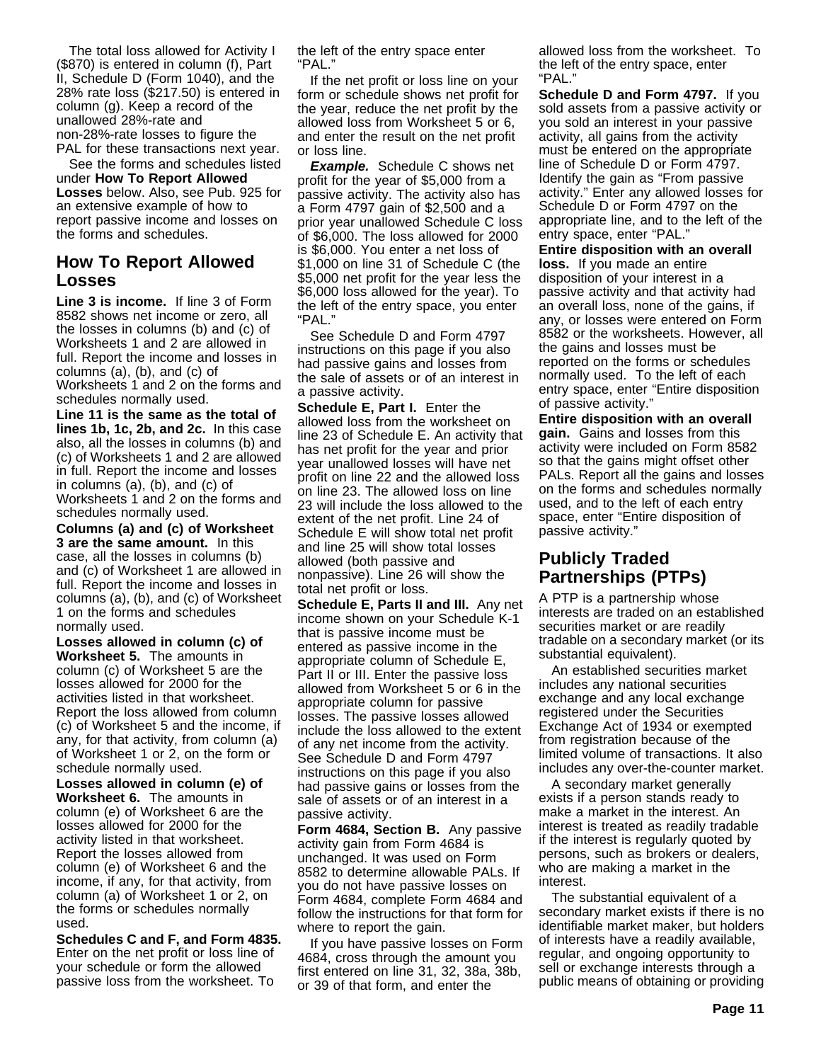The total loss allowed for Activity I ($870) is entered in column (f), Part II, Schedule D (Form 1040), and the 28% rate loss ($217.50) is entered in column (g). Keep a record of the unallowed 28%-rate and non-28%-rate losses to figure the PAL for these transactions next year.

See the forms and schedules listed under **How To Report Allowed Losses** below. Also, see Pub. 925 for an extensive example of how to report passive income and losses on the forms and schedules.

## How To Report Allowed Losses

**Line 3 is income.** If line 3 of Form 8582 shows net income or zero, all the losses in columns (b) and (c) of Worksheets 1 and 2 are allowed in full. Report the income and losses in columns (a), (b), and (c) of Worksheets 1 and 2 on the forms and schedules normally used.

**Line 11 is the same as the total of lines 1b, 1c, 2b, and 2c.** In this case also, all the losses in columns (b) and (c) of Worksheets 1 and 2 are allowed in full. Report the income and losses in columns (a), (b), and (c) of Worksheets 1 and 2 on the forms and schedules normally used.

**Columns (a) and (c) of Worksheet 3 are the same amount.** In this case, all the losses in columns (b) and (c) of Worksheet 1 are allowed in full. Report the income and losses in columns (a), (b), and (c) of Worksheet 1 on the forms and schedules normally used.

**Losses allowed in column (c) of Worksheet 5.** The amounts in column (c) of Worksheet 5 are the losses allowed for 2000 for the activities listed in that worksheet. Report the loss allowed from column (c) of Worksheet 5 and the income, if any, for that activity, from column (a) of Worksheet 1 or 2, on the form or schedule normally used.

**Losses allowed in column (e) of Worksheet 6.** The amounts in column (e) of Worksheet 6 are the losses allowed for 2000 for the activity listed in that worksheet. Report the losses allowed from column (e) of Worksheet 6 and the income, if any, for that activity, from column (a) of Worksheet 1 or 2, on the forms or schedules normally used.

**Schedules C and F, and Form 4835.** Enter on the net profit or loss line of your schedule or form the allowed passive loss from the worksheet. To the left of the entry space enter "PAL."

If the net profit or loss line on your form or schedule shows net profit for the year, reduce the net profit by the allowed loss from Worksheet 5 or 6, and enter the result on the net profit or loss line.

***Example.*** Schedule C shows net profit for the year of $5,000 from a passive activity. The activity also has a Form 4797 gain of $2,500 and a prior year unallowed Schedule C loss of $6,000. The loss allowed for 2000 is $6,000. You enter a net loss of $1,000 on line 31 of Schedule C (the $5,000 net profit for the year less the $6,000 loss allowed for the year). To the left of the entry space, you enter "PAL."

See Schedule D and Form 4797 instructions on this page if you also had passive gains and losses from the sale of assets or of an interest in a passive activity.

**Schedule E, Part I.** Enter the allowed loss from the worksheet on line 23 of Schedule E. An activity that has net profit for the year and prior year unallowed losses will have net profit on line 22 and the allowed loss on line 23. The allowed loss on line 23 will include the loss allowed to the extent of the net profit. Line 24 of Schedule E will show total net profit and line 25 will show total losses allowed (both passive and nonpassive). Line 26 will show the total net profit or loss.

**Schedule E, Parts II and III.** Any net income shown on your Schedule K-1 that is passive income must be entered as passive income in the appropriate column of Schedule E, Part II or III. Enter the passive loss allowed from Worksheet 5 or 6 in the appropriate column for passive losses. The passive losses allowed include the loss allowed to the extent of any net income from the activity. See Schedule D and Form 4797 instructions on this page if you also had passive gains or losses from the sale of assets or of an interest in a passive activity.

**Form 4684, Section B.** Any passive activity gain from Form 4684 is unchanged. It was used on Form 8582 to determine allowable PALs. If you do not have passive losses on Form 4684, complete Form 4684 and follow the instructions for that form for where to report the gain.

If you have passive losses on Form 4684, cross through the amount you first entered on line 31, 32, 38a, 38b, or 39 of that form, and enter the allowed loss from the worksheet. To the left of the entry space, enter "PAL."

**Schedule D and Form 4797.** If you sold assets from a passive activity or you sold an interest in your passive activity, all gains from the activity must be entered on the appropriate line of Schedule D or Form 4797. Identify the gain as "From passive activity." Enter any allowed losses for Schedule D or Form 4797 on the appropriate line, and to the left of the entry space, enter "PAL."

**Entire disposition with an overall loss.** If you made an entire disposition of your interest in a passive activity and that activity had an overall loss, none of the gains, if any, or losses were entered on Form 8582 or the worksheets. However, all the gains and losses must be reported on the forms or schedules normally used. To the left of each entry space, enter "Entire disposition of passive activity."

**Entire disposition with an overall gain.** Gains and losses from this activity were included on Form 8582 so that the gains might offset other PALs. Report all the gains and losses on the forms and schedules normally used, and to the left of each entry space, enter "Entire disposition of passive activity."

## Publicly Traded Partnerships (PTPs)

A PTP is a partnership whose interests are traded on an established securities market or are readily tradable on a secondary market (or its substantial equivalent).

An established securities market includes any national securities exchange and any local exchange registered under the Securities Exchange Act of 1934 or exempted from registration because of the limited volume of transactions. It also includes any over-the-counter market.

A secondary market generally exists if a person stands ready to make a market in the interest. An interest is treated as readily tradable if the interest is regularly quoted by persons, such as brokers or dealers, who are making a market in the interest.

The substantial equivalent of a secondary market exists if there is no identifiable market maker, but holders of interests have a readily available, regular, and ongoing opportunity to sell or exchange interests through a public means of obtaining or providing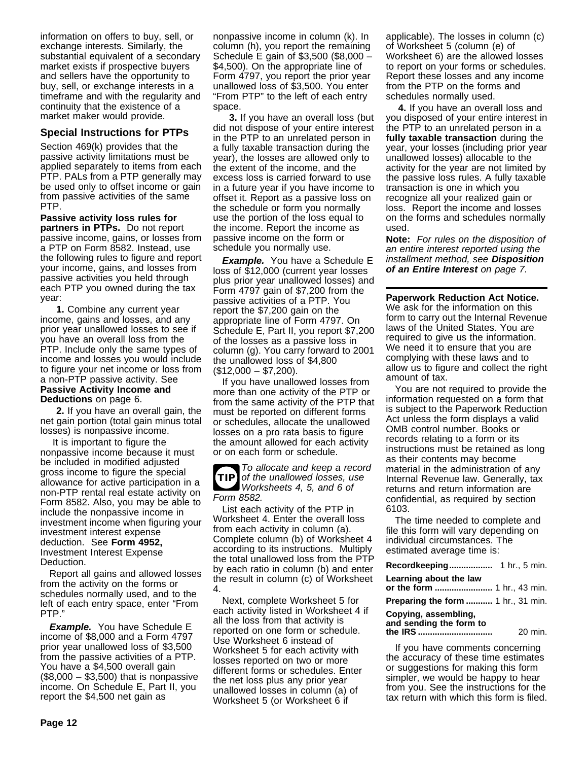information on offers to buy, sell, or exchange interests. Similarly, the substantial equivalent of a secondary market exists if prospective buyers and sellers have the opportunity to buy, sell, or exchange interests in a timeframe and with the regularity and continuity that the existence of a market maker would provide.

## Special Instructions for PTPs

Section 469(k) provides that the passive activity limitations must be applied separately to items from each PTP. PALs from a PTP generally may be used only to offset income or gain from passive activities of the same PTP.

**Passive activity loss rules for partners in PTPs.** Do not report passive income, gains, or losses from a PTP on Form 8582. Instead, use the following rules to figure and report your income, gains, and losses from passive activities you held through each PTP you owned during the tax year:

**1.** Combine any current year income, gains and losses, and any prior year unallowed losses to see if you have an overall loss from the PTP. Include only the same types of income and losses you would include to figure your net income or loss from a non-PTP passive activity. See **Passive Activity Income and Deductions** on page 6.

**2.** If you have an overall gain, the net gain portion (total gain minus total losses) is nonpassive income.

It is important to figure the nonpassive income because it must be included in modified adjusted gross income to figure the special allowance for active participation in a non-PTP rental real estate activity on Form 8582. Also, you may be able to include the nonpassive income in investment income when figuring your investment interest expense deduction. See **Form 4952,** Investment Interest Expense Deduction.

Report all gains and allowed losses from the activity on the forms or schedules normally used, and to the left of each entry space, enter "From PTP."

***Example.*** You have Schedule E income of $8,000 and a Form 4797 prior year unallowed loss of $3,500 from the passive activities of a PTP. You have a $4,500 overall gain ($8,000 – $3,500) that is nonpassive income. On Schedule E, Part II, you report the $4,500 net gain as nonpassive income in column (k). In column (h), you report the remaining Schedule E gain of $3,500 ($8,000 – $4,500). On the appropriate line of Form 4797, you report the prior year unallowed loss of $3,500. You enter "From PTP" to the left of each entry space.

**3.** If you have an overall loss (but did not dispose of your entire interest in the PTP to an unrelated person in a fully taxable transaction during the year), the losses are allowed only to the extent of the income, and the excess loss is carried forward to use in a future year if you have income to offset it. Report as a passive loss on the schedule or form you normally use the portion of the loss equal to the income. Report the income as passive income on the form or schedule you normally use.

***Example.*** You have a Schedule E loss of $12,000 (current year losses plus prior year unallowed losses) and Form 4797 gain of $7,200 from the passive activities of a PTP. You report the $7,200 gain on the appropriate line of Form 4797. On Schedule E, Part II, you report $7,200 of the losses as a passive loss in column (g). You carry forward to 2001 the unallowed loss of $4,800 ($12,000 – $7,200).

If you have unallowed losses from more than one activity of the PTP or from the same activity of the PTP that must be reported on different forms or schedules, allocate the unallowed losses on a pro rata basis to figure the amount allowed for each activity or on each form or schedule.

**TIP** *To allocate and keep a record of the unallowed losses, use Worksheets 4, 5, and 6 of Form 8582.*

List each activity of the PTP in Worksheet 4. Enter the overall loss from each activity in column (a). Complete column (b) of Worksheet 4 according to its instructions. Multiply the total unallowed loss from the PTP by each ratio in column (b) and enter the result in column (c) of Worksheet 4.

Next, complete Worksheet 5 for each activity listed in Worksheet 4 if all the loss from that activity is reported on one form or schedule. Use Worksheet 6 instead of Worksheet 5 for each activity with losses reported on two or more different forms or schedules. Enter the net loss plus any prior year unallowed losses in column (a) of Worksheet 5 (or Worksheet 6 if applicable). The losses in column (c) of Worksheet 5 (column (e) of Worksheet 6) are the allowed losses to report on your forms or schedules. Report these losses and any income from the PTP on the forms and schedules normally used.

**4.** If you have an overall loss and you disposed of your entire interest in the PTP to an unrelated person in a **fully taxable transaction** during the year, your losses (including prior year unallowed losses) allocable to the activity for the year are not limited by the passive loss rules. A fully taxable transaction is one in which you recognize all your realized gain or loss. Report the income and losses on the forms and schedules normally used.

**Note:** *For rules on the disposition of an entire interest reported using the installment method, see* ***Disposition of an Entire Interest*** *on page 7.*

---

**Paperwork Reduction Act Notice.** We ask for the information on this form to carry out the Internal Revenue laws of the United States. You are required to give us the information. We need it to ensure that you are complying with these laws and to allow us to figure and collect the right amount of tax.

You are not required to provide the information requested on a form that is subject to the Paperwork Reduction Act unless the form displays a valid OMB control number. Books or records relating to a form or its instructions must be retained as long as their contents may become material in the administration of any Internal Revenue law. Generally, tax returns and return information are confidential, as required by section 6103.

The time needed to complete and file this form will vary depending on individual circumstances. The estimated average time is:

| | |
|---|---|
| **Recordkeeping** | 1 hr., 5 min. |
| **Learning about the law or the form** | 1 hr., 43 min. |
| **Preparing the form** | 1 hr., 31 min. |
| **Copying, assembling, and sending the form to the IRS** | 20 min. |

If you have comments concerning the accuracy of these time estimates or suggestions for making this form simpler, we would be happy to hear from you. See the instructions for the tax return with which this form is filed.